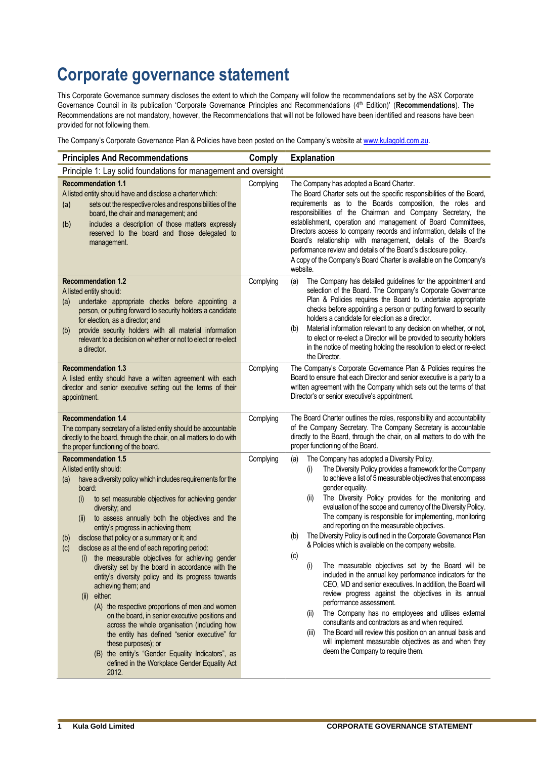# Corporate governance statement

This Corporate Governance summary discloses the extent to which the Company will follow the recommendations set by the ASX Corporate Governance Council in its publication 'Corporate Governance Principles and Recommendations (4th Edition)' (**Recommendations**). The Recommendations are not mandatory, however, the Recommendations that will not be followed have been identified and reasons have been provided for not following them.

The Company's Corporate Governance Plan & Policies have been posted on the Company's website at www.kulagold.com.au.

| Principles And Recommendations | Comply | Explanation |
|---|---|---|
| Principle 1: Lay solid foundations for management and oversight | | |
| **Recommendation 1.1**<br>A listed entity should have and disclose a charter which:<br>(a) sets out the respective roles and responsibilities of the board, the chair and management; and<br>(b) includes a description of those matters expressly reserved to the board and those delegated to management. | Complying | The Company has adopted a Board Charter.<br>The Board Charter sets out the specific responsibilities of the Board, requirements as to the Boards composition, the roles and responsibilities of the Chairman and Company Secretary, the establishment, operation and management of Board Committees, Directors access to company records and information, details of the Board's relationship with management, details of the Board's performance review and details of the Board's disclosure policy.<br>A copy of the Company's Board Charter is available on the Company's website. |
| **Recommendation 1.2**<br>A listed entity should:<br>(a) undertake appropriate checks before appointing a person, or putting forward to security holders a candidate for election, as a director; and<br>(b) provide security holders with all material information relevant to a decision on whether or not to elect or re-elect a director. | Complying | (a) The Company has detailed guidelines for the appointment and selection of the Board. The Company's Corporate Governance Plan & Policies requires the Board to undertake appropriate checks before appointing a person or putting forward to security holders a candidate for election as a director.<br>(b) Material information relevant to any decision on whether, or not, to elect or re-elect a Director will be provided to security holders in the notice of meeting holding the resolution to elect or re-elect the Director. |
| **Recommendation 1.3**<br>A listed entity should have a written agreement with each director and senior executive setting out the terms of their appointment. | Complying | The Company's Corporate Governance Plan & Policies requires the Board to ensure that each Director and senior executive is a party to a written agreement with the Company which sets out the terms of that Director's or senior executive's appointment. |
| **Recommendation 1.4**<br>The company secretary of a listed entity should be accountable directly to the board, through the chair, on all matters to do with the proper functioning of the board. | Complying | The Board Charter outlines the roles, responsibility and accountability of the Company Secretary. The Company Secretary is accountable directly to the Board, through the chair, on all matters to do with the proper functioning of the Board. |
| **Recommendation 1.5**<br>A listed entity should:<br>(a) have a diversity policy which includes requirements for the board:<br>(i) to set measurable objectives for achieving gender diversity; and<br>(ii) to assess annually both the objectives and the entity's progress in achieving them;<br>(b) disclose that policy or a summary or it; and<br>(c) disclose as at the end of each reporting period:<br>(i) the measurable objectives for achieving gender diversity set by the board in accordance with the entity's diversity policy and its progress towards achieving them; and<br>(ii) either:<br>(A) the respective proportions of men and women on the board, in senior executive positions and across the whole organisation (including how the entity has defined "senior executive" for these purposes); or<br>(B) the entity's "Gender Equality Indicators", as defined in the Workplace Gender Equality Act 2012. | Complying | (a) The Company has adopted a Diversity Policy.<br>(i) The Diversity Policy provides a framework for the Company to achieve a list of 5 measurable objectives that encompass gender equality.<br>(ii) The Diversity Policy provides for the monitoring and evaluation of the scope and currency of the Diversity Policy. The company is responsible for implementing, monitoring and reporting on the measurable objectives.<br>(b) The Diversity Policy is outlined in the Corporate Governance Plan & Policies which is available on the company website.<br>(c)<br>(i) The measurable objectives set by the Board will be included in the annual key performance indicators for the CEO, MD and senior executives. In addition, the Board will review progress against the objectives in its annual performance assessment.<br>(ii) The Company has no employees and utilises external consultants and contractors as and when required.<br>(iii) The Board will review this position on an annual basis and will implement measurable objectives as and when they deem the Company to require them. |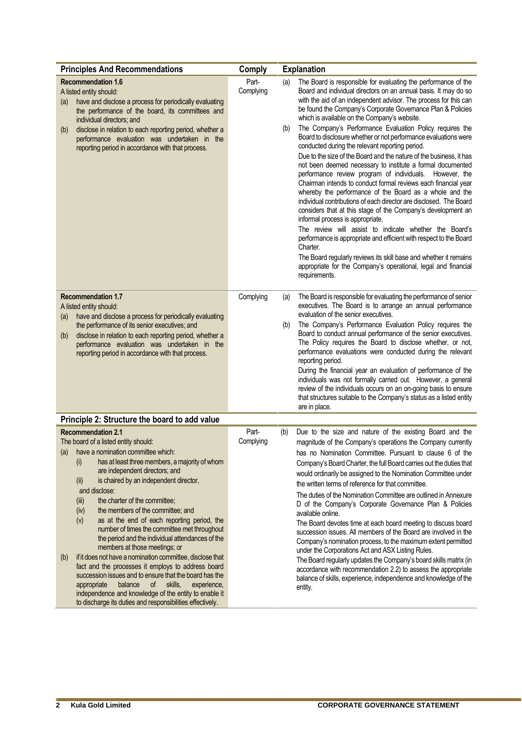| Principles And Recommendations | Comply | Explanation |
|---|---|---|
| **Recommendation 1.6**<br>A listed entity should:<br>(a) have and disclose a process for periodically evaluating the performance of the board, its committees and individual directors; and<br>(b) disclose in relation to each reporting period, whether a performance evaluation was undertaken in the reporting period in accordance with that process. | Part-Complying | (a) The Board is responsible for evaluating the performance of the Board and individual directors on an annual basis. It may do so with the aid of an independent advisor. The process for this can be found the Company's Corporate Governance Plan & Policies which is available on the Company's website.<br>(b) The Company's Performance Evaluation Policy requires the Board to disclosure whether or not performance evaluations were conducted during the relevant reporting period.<br>Due to the size of the Board and the nature of the business, it has not been deemed necessary to institute a formal documented performance review program of individuals. However, the Chairman intends to conduct formal reviews each financial year whereby the performance of the Board as a whole and the individual contributions of each director are disclosed. The Board considers that at this stage of the Company's development an informal process is appropriate.<br>The review will assist to indicate whether the Board's performance is appropriate and efficient with respect to the Board Charter.<br>The Board regularly reviews its skill base and whether it remains appropriate for the Company's operational, legal and financial requirements. |
| **Recommendation 1.7**<br>A listed entity should:<br>(a) have and disclose a process for periodically evaluating the performance of its senior executives; and<br>(b) disclose in relation to each reporting period, whether a performance evaluation was undertaken in the reporting period in accordance with that process. | Complying | (a) The Board is responsible for evaluating the performance of senior executives. The Board is to arrange an annual performance evaluation of the senior executives.<br>(b) The Company's Performance Evaluation Policy requires the Board to conduct annual performance of the senior executives. The Policy requires the Board to disclose whether, or not, performance evaluations were conducted during the relevant reporting period.<br>During the financial year an evaluation of performance of the individuals was not formally carried out. However, a general review of the individuals occurs on an on-going basis to ensure that structures suitable to the Company's status as a listed entity are in place. |
| **Principle 2: Structure the board to add value** | | |
| **Recommendation 2.1**<br>The board of a listed entity should:<br>(a) have a nomination committee which:<br>(i) has at least three members, a majority of whom are independent directors; and<br>(ii) is chaired by an independent director,<br>and disclose:<br>(iii) the charter of the committee;<br>(iv) the members of the committee; and<br>(v) as at the end of each reporting period, the number of times the committee met throughout the period and the individual attendances of the members at those meetings; or<br>(b) if it does not have a nomination committee, disclose that fact and the processes it employs to address board succession issues and to ensure that the board has the appropriate balance of skills, experience, independence and knowledge of the entity to enable it to discharge its duties and responsibilities effectively. | Part-Complying | (b) Due to the size and nature of the existing Board and the magnitude of the Company's operations the Company currently has no Nomination Committee. Pursuant to clause 6 of the Company's Board Charter, the full Board carries out the duties that would ordinarily be assigned to the Nomination Committee under the written terms of reference for that committee.<br>The duties of the Nomination Committee are outlined in Annexure D of the Company's Corporate Governance Plan & Policies available online.<br>The Board devotes time at each board meeting to discuss board succession issues. All members of the Board are involved in the Company's nomination process, to the maximum extent permitted under the Corporations Act and ASX Listing Rules.<br>The Board regularly updates the Company's board skills matrix (in accordance with recommendation 2.2) to assess the appropriate balance of skills, experience, independence and knowledge of the entity. |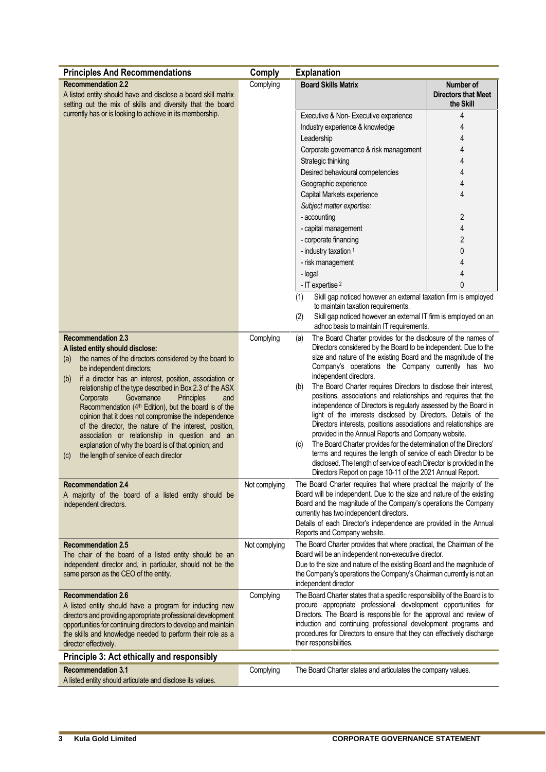| Principles And Recommendations | Comply | Explanation |
|---|---|---|
| **Recommendation 2.2**<br>A listed entity should have and disclose a board skill matrix setting out the mix of skills and diversity that the board currently has or is looking to achieve in its membership. | Complying | See Board Skills Matrix below. |
| **Recommendation 2.3**<br>**A listed entity should disclose:**<br>(a) the names of the directors considered by the board to be independent directors;<br>(b) if a director has an interest, position, association or relationship of the type described in Box 2.3 of the ASX Corporate Governance Principles and Recommendation (4th Edition), but the board is of the opinion that it does not compromise the independence of the director, the nature of the interest, position, association or relationship in question and an explanation of why the board is of that opinion; and<br>(c) the length of service of each director | Complying | (a) The Board Charter provides for the disclosure of the names of Directors considered by the Board to be independent. Due to the size and nature of the existing Board and the magnitude of the Company's operations the Company currently has two independent directors.<br>(b) The Board Charter requires Directors to disclose their interest, positions, associations and relationships and requires that the independence of Directors is regularly assessed by the Board in light of the interests disclosed by Directors. Details of the Directors interests, positions associations and relationships are provided in the Annual Reports and Company website.<br>(c) The Board Charter provides for the determination of the Directors' terms and requires the length of service of each Director to be disclosed. The length of service of each Director is provided in the Directors Report on page 10-11 of the 2021 Annual Report. |
| **Recommendation 2.4**<br>A majority of the board of a listed entity should be independent directors. | Not complying | The Board Charter requires that where practical the majority of the Board will be independent. Due to the size and nature of the existing Board and the magnitude of the Company's operations the Company currently has two independent directors.<br>Details of each Director's independence are provided in the Annual Reports and Company website. |
| **Recommendation 2.5**<br>The chair of the board of a listed entity should be an independent director and, in particular, should not be the same person as the CEO of the entity. | Not complying | The Board Charter provides that where practical, the Chairman of the Board will be an independent non-executive director.<br>Due to the size and nature of the existing Board and the magnitude of the Company's operations the Company's Chairman currently is not an independent director |
| **Recommendation 2.6**<br>A listed entity should have a program for inducting new directors and providing appropriate professional development opportunities for continuing directors to develop and maintain the skills and knowledge needed to perform their role as a director effectively. | Complying | The Board Charter states that a specific responsibility of the Board is to procure appropriate professional development opportunities for Directors. The Board is responsible for the approval and review of induction and continuing professional development programs and procedures for Directors to ensure that they can effectively discharge their responsibilities. |

**Board Skills Matrix (Recommendation 2.2)**

| Board Skills Matrix | Number of Directors that Meet the Skill |
|---|---|
| Executive & Non- Executive experience | 4 |
| Industry experience & knowledge | 4 |
| Leadership | 4 |
| Corporate governance & risk management | 4 |
| Strategic thinking | 4 |
| Desired behavioural competencies | 4 |
| Geographic experience | 4 |
| Capital Markets experience | 4 |
| *Subject matter expertise:* | |
| - accounting | 2 |
| - capital management | 4 |
| - corporate financing | 2 |
| - industry taxation [1] | 0 |
| - risk management | 4 |
| - legal | 4 |
| - IT expertise [2] | 0 |

(1) Skill gap noticed however an external taxation firm is employed to maintain taxation requirements.

(2) Skill gap noticed however an external IT firm is employed on an adhoc basis to maintain IT requirements.

## Principle 3: Act ethically and responsibly

| Principles And Recommendations | Comply | Explanation |
|---|---|---|
| **Recommendation 3.1**<br>A listed entity should articulate and disclose its values. | Complying | The Board Charter states and articulates the company values. |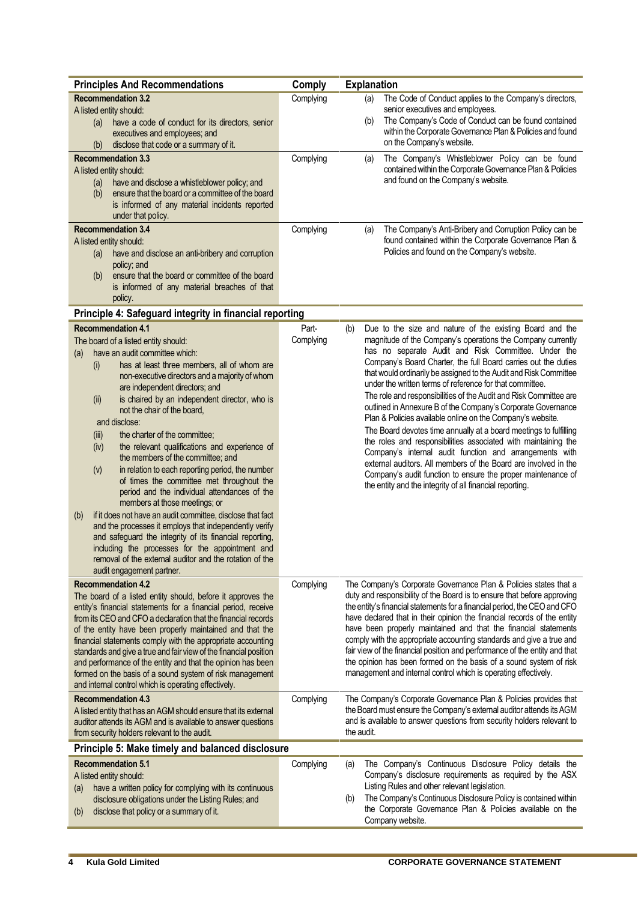| Principles And Recommendations | Comply | Explanation |
|---|---|---|
| **Recommendation 3.2**<br>A listed entity should:<br>(a) have a code of conduct for its directors, senior executives and employees; and<br>(b) disclose that code or a summary of it. | Complying | (a) The Code of Conduct applies to the Company's directors, senior executives and employees.<br>(b) The Company's Code of Conduct can be found contained within the Corporate Governance Plan & Policies and found on the Company's website. |
| **Recommendation 3.3**<br>A listed entity should:<br>(a) have and disclose a whistleblower policy; and<br>(b) ensure that the board or a committee of the board is informed of any material incidents reported under that policy. | Complying | (a) The Company's Whistleblower Policy can be found contained within the Corporate Governance Plan & Policies and found on the Company's website. |
| **Recommendation 3.4**<br>A listed entity should:<br>(a) have and disclose an anti-bribery and corruption policy; and<br>(b) ensure that the board or committee of the board is informed of any material breaches of that policy. | Complying | (a) The Company's Anti-Bribery and Corruption Policy can be found contained within the Corporate Governance Plan & Policies and found on the Company's website. |
| **Principle 4: Safeguard integrity in financial reporting** | | |
| **Recommendation 4.1**<br>The board of a listed entity should:<br>(a) have an audit committee which:<br>(i) has at least three members, all of whom are non-executive directors and a majority of whom are independent directors; and<br>(ii) is chaired by an independent director, who is not the chair of the board,<br>and disclose:<br>(iii) the charter of the committee;<br>(iv) the relevant qualifications and experience of the members of the committee; and<br>(v) in relation to each reporting period, the number of times the committee met throughout the period and the individual attendances of the members at those meetings; or<br>(b) if it does not have an audit committee, disclose that fact and the processes it employs that independently verify and safeguard the integrity of its financial reporting, including the processes for the appointment and removal of the external auditor and the rotation of the audit engagement partner. | Part-Complying | (b) Due to the size and nature of the existing Board and the magnitude of the Company's operations the Company currently has no separate Audit and Risk Committee. Under the Company's Board Charter, the full Board carries out the duties that would ordinarily be assigned to the Audit and Risk Committee under the written terms of reference for that committee.<br>The role and responsibilities of the Audit and Risk Committee are outlined in Annexure B of the Company's Corporate Governance Plan & Policies available online on the Company's website.<br>The Board devotes time annually at a board meetings to fulfilling the roles and responsibilities associated with maintaining the Company's internal audit function and arrangements with external auditors. All members of the Board are involved in the Company's audit function to ensure the proper maintenance of the entity and the integrity of all financial reporting. |
| **Recommendation 4.2**<br>The board of a listed entity should, before it approves the entity's financial statements for a financial period, receive from its CEO and CFO a declaration that the financial records of the entity have been properly maintained and that the financial statements comply with the appropriate accounting standards and give a true and fair view of the financial position and performance of the entity and that the opinion has been formed on the basis of a sound system of risk management and internal control which is operating effectively. | Complying | The Company's Corporate Governance Plan & Policies states that a duty and responsibility of the Board is to ensure that before approving the entity's financial statements for a financial period, the CEO and CFO have declared that in their opinion the financial records of the entity have been properly maintained and that the financial statements comply with the appropriate accounting standards and give a true and fair view of the financial position and performance of the entity and that the opinion has been formed on the basis of a sound system of risk management and internal control which is operating effectively. |
| **Recommendation 4.3**<br>A listed entity that has an AGM should ensure that its external auditor attends its AGM and is available to answer questions from security holders relevant to the audit. | Complying | The Company's Corporate Governance Plan & Policies provides that the Board must ensure the Company's external auditor attends its AGM and is available to answer questions from security holders relevant to the audit. |
| **Principle 5: Make timely and balanced disclosure** | | |
| **Recommendation 5.1**<br>A listed entity should:<br>(a) have a written policy for complying with its continuous disclosure obligations under the Listing Rules; and<br>(b) disclose that policy or a summary of it. | Complying | (a) The Company's Continuous Disclosure Policy details the Company's disclosure requirements as required by the ASX Listing Rules and other relevant legislation.<br>(b) The Company's Continuous Disclosure Policy is contained within the Corporate Governance Plan & Policies available on the Company website. |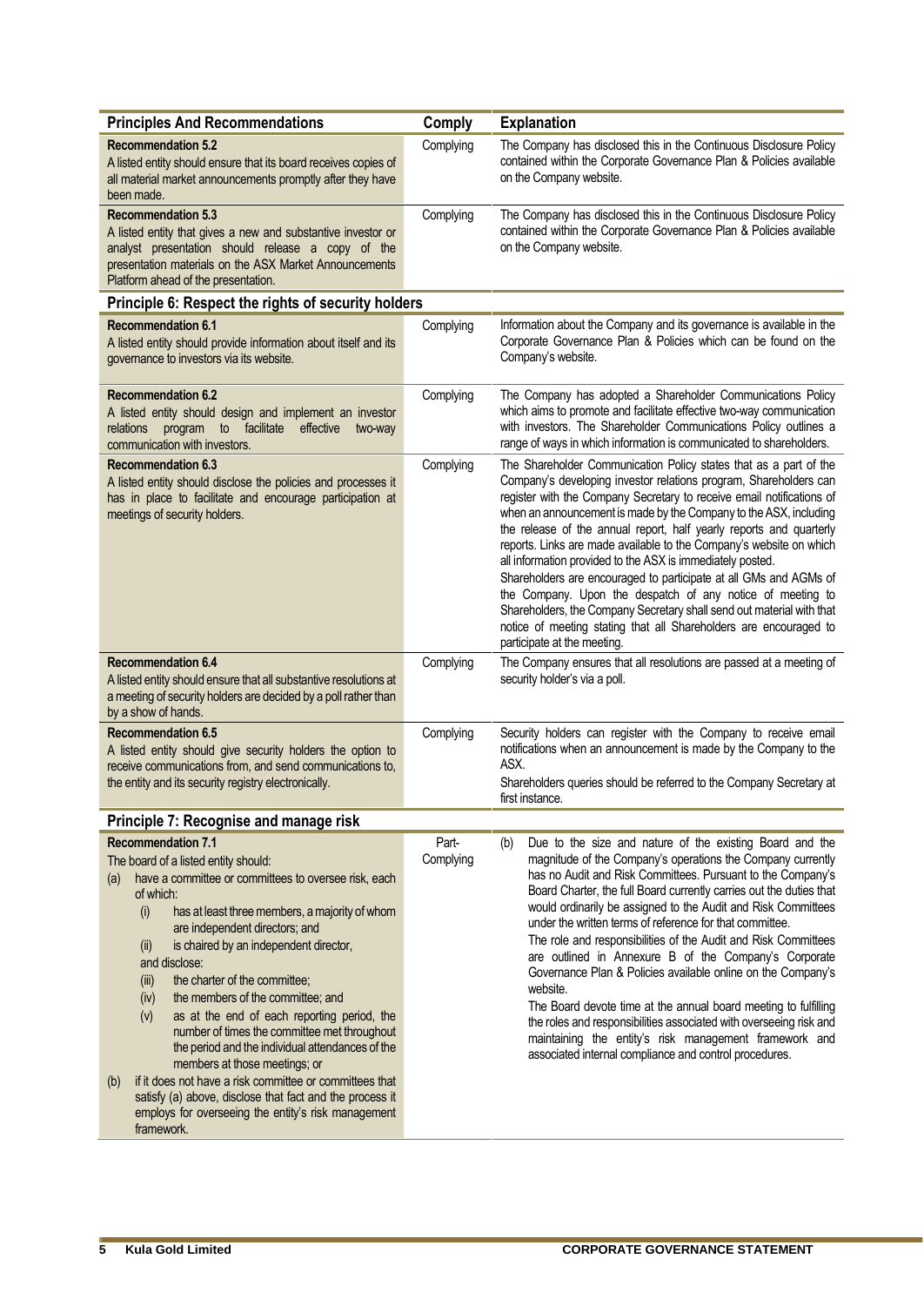| Principles And Recommendations | Comply | Explanation |
|---|---|---|
| **Recommendation 5.2**<br>A listed entity should ensure that its board receives copies of all material market announcements promptly after they have been made. | Complying | The Company has disclosed this in the Continuous Disclosure Policy contained within the Corporate Governance Plan & Policies available on the Company website. |
| **Recommendation 5.3**<br>A listed entity that gives a new and substantive investor or analyst presentation should release a copy of the presentation materials on the ASX Market Announcements Platform ahead of the presentation. | Complying | The Company has disclosed this in the Continuous Disclosure Policy contained within the Corporate Governance Plan & Policies available on the Company website. |
| **Principle 6: Respect the rights of security holders** | | |
| **Recommendation 6.1**<br>A listed entity should provide information about itself and its governance to investors via its website. | Complying | Information about the Company and its governance is available in the Corporate Governance Plan & Policies which can be found on the Company's website. |
| **Recommendation 6.2**<br>A listed entity should design and implement an investor relations program to facilitate effective two-way communication with investors. | Complying | The Company has adopted a Shareholder Communications Policy which aims to promote and facilitate effective two-way communication with investors. The Shareholder Communications Policy outlines a range of ways in which information is communicated to shareholders. |
| **Recommendation 6.3**<br>A listed entity should disclose the policies and processes it has in place to facilitate and encourage participation at meetings of security holders. | Complying | The Shareholder Communication Policy states that as a part of the Company's developing investor relations program, Shareholders can register with the Company Secretary to receive email notifications of when an announcement is made by the Company to the ASX, including the release of the annual report, half yearly reports and quarterly reports. Links are made available to the Company's website on which all information provided to the ASX is immediately posted.<br>Shareholders are encouraged to participate at all GMs and AGMs of the Company. Upon the despatch of any notice of meeting to Shareholders, the Company Secretary shall send out material with that notice of meeting stating that all Shareholders are encouraged to participate at the meeting. |
| **Recommendation 6.4**<br>A listed entity should ensure that all substantive resolutions at a meeting of security holders are decided by a poll rather than by a show of hands. | Complying | The Company ensures that all resolutions are passed at a meeting of security holder's via a poll. |
| **Recommendation 6.5**<br>A listed entity should give security holders the option to receive communications from, and send communications to, the entity and its security registry electronically. | Complying | Security holders can register with the Company to receive email notifications when an announcement is made by the Company to the ASX.<br>Shareholders queries should be referred to the Company Secretary at first instance. |
| **Principle 7: Recognise and manage risk** | | |
| **Recommendation 7.1**<br>The board of a listed entity should:<br>(a) have a committee or committees to oversee risk, each of which:<br>(i) has at least three members, a majority of whom are independent directors; and<br>(ii) is chaired by an independent director,<br>and disclose:<br>(iii) the charter of the committee;<br>(iv) the members of the committee; and<br>(v) as at the end of each reporting period, the number of times the committee met throughout the period and the individual attendances of the members at those meetings; or<br>(b) if it does not have a risk committee or committees that satisfy (a) above, disclose that fact and the process it employs for overseeing the entity's risk management framework. | Part-Complying | (b) Due to the size and nature of the existing Board and the magnitude of the Company's operations the Company currently has no Audit and Risk Committees. Pursuant to the Company's Board Charter, the full Board currently carries out the duties that would ordinarily be assigned to the Audit and Risk Committees under the written terms of reference for that committee.<br>The role and responsibilities of the Audit and Risk Committees are outlined in Annexure B of the Company's Corporate Governance Plan & Policies available online on the Company's website.<br>The Board devote time at the annual board meeting to fulfilling the roles and responsibilities associated with overseeing risk and maintaining the entity's risk management framework and associated internal compliance and control procedures. |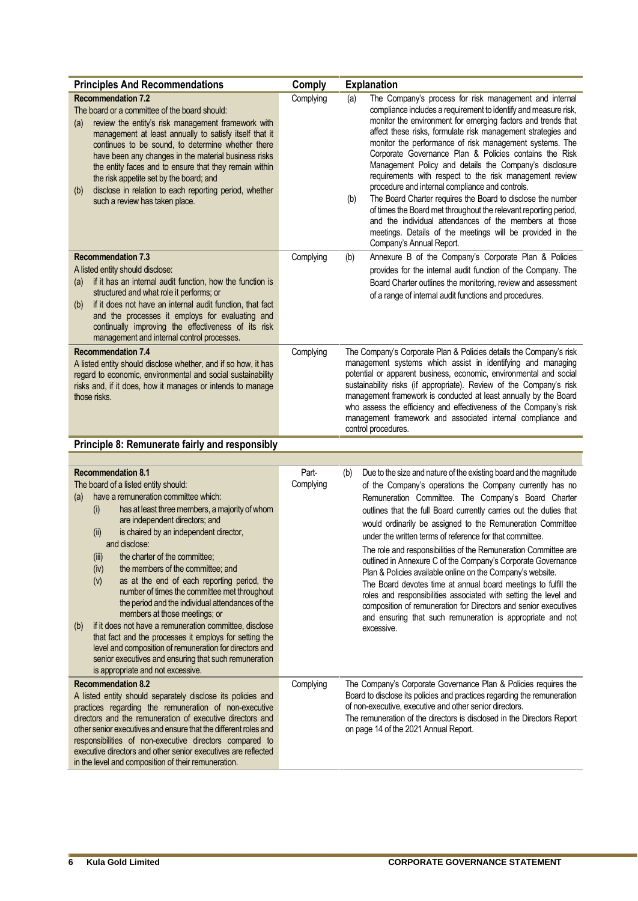| Principles And Recommendations | Comply | Explanation |
|---|---|---|
| **Recommendation 7.2**<br>The board or a committee of the board should:<br>(a) review the entity's risk management framework with management at least annually to satisfy itself that it continues to be sound, to determine whether there have been any changes in the material business risks the entity faces and to ensure that they remain within the risk appetite set by the board; and<br>(b) disclose in relation to each reporting period, whether such a review has taken place. | Complying | (a) The Company's process for risk management and internal compliance includes a requirement to identify and measure risk, monitor the environment for emerging factors and trends that affect these risks, formulate risk management strategies and monitor the performance of risk management systems. The Corporate Governance Plan & Policies contains the Risk Management Policy and details the Company's disclosure requirements with respect to the risk management review procedure and internal compliance and controls.<br>(b) The Board Charter requires the Board to disclose the number of times the Board met throughout the relevant reporting period, and the individual attendances of the members at those meetings. Details of the meetings will be provided in the Company's Annual Report. |
| **Recommendation 7.3**<br>A listed entity should disclose:<br>(a) if it has an internal audit function, how the function is structured and what role it performs; or<br>(b) if it does not have an internal audit function, that fact and the processes it employs for evaluating and continually improving the effectiveness of its risk management and internal control processes. | Complying | (b) Annexure B of the Company's Corporate Plan & Policies provides for the internal audit function of the Company. The Board Charter outlines the monitoring, review and assessment of a range of internal audit functions and procedures. |
| **Recommendation 7.4**<br>A listed entity should disclose whether, and if so how, it has regard to economic, environmental and social sustainability risks and, if it does, how it manages or intends to manage those risks. | Complying | The Company's Corporate Plan & Policies details the Company's risk management systems which assist in identifying and managing potential or apparent business, economic, environmental and social sustainability risks (if appropriate). Review of the Company's risk management framework is conducted at least annually by the Board who assess the efficiency and effectiveness of the Company's risk management framework and associated internal compliance and control procedures. |
| **Principle 8: Remunerate fairly and responsibly** | | |
| **Recommendation 8.1**<br>The board of a listed entity should:<br>(a) have a remuneration committee which:<br>(i) has at least three members, a majority of whom are independent directors; and<br>(ii) is chaired by an independent director,<br>and disclose:<br>(iii) the charter of the committee;<br>(iv) the members of the committee; and<br>(v) as at the end of each reporting period, the number of times the committee met throughout the period and the individual attendances of the members at those meetings; or<br>(b) if it does not have a remuneration committee, disclose that fact and the processes it employs for setting the level and composition of remuneration for directors and senior executives and ensuring that such remuneration is appropriate and not excessive. | Part-Complying | (b) Due to the size and nature of the existing board and the magnitude of the Company's operations the Company currently has no Remuneration Committee. The Company's Board Charter outlines that the full Board currently carries out the duties that would ordinarily be assigned to the Remuneration Committee under the written terms of reference for that committee.<br>The role and responsibilities of the Remuneration Committee are outlined in Annexure C of the Company's Corporate Governance Plan & Policies available online on the Company's website.<br>The Board devotes time at annual board meetings to fulfill the roles and responsibilities associated with setting the level and composition of remuneration for Directors and senior executives and ensuring that such remuneration is appropriate and not excessive. |
| **Recommendation 8.2**<br>A listed entity should separately disclose its policies and practices regarding the remuneration of non-executive directors and the remuneration of executive directors and other senior executives and ensure that the different roles and responsibilities of non-executive directors compared to executive directors and other senior executives are reflected in the level and composition of their remuneration. | Complying | The Company's Corporate Governance Plan & Policies requires the Board to disclose its policies and practices regarding the remuneration of non-executive, executive and other senior directors.<br>The remuneration of the directors is disclosed in the Directors Report on page 14 of the 2021 Annual Report. |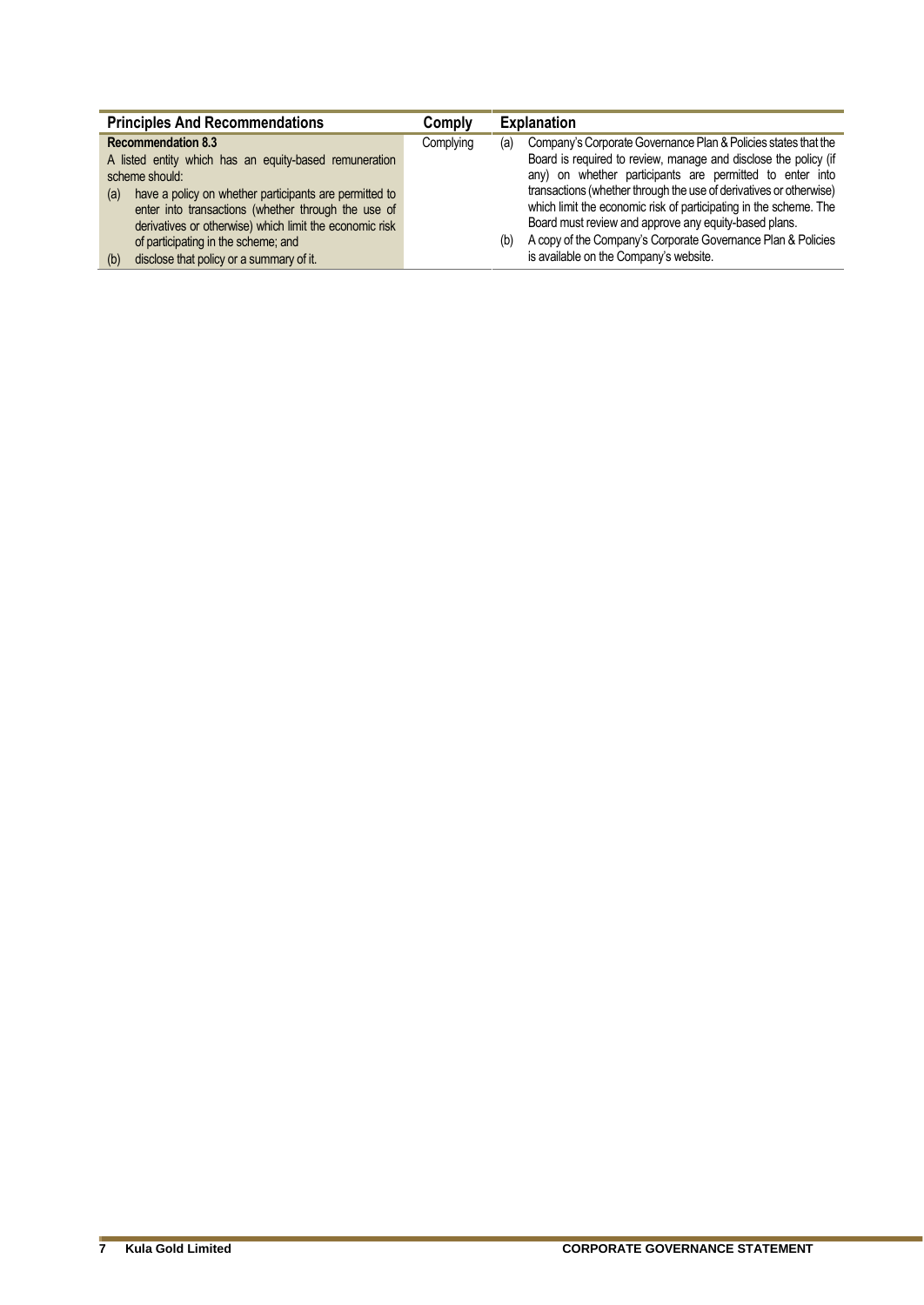| Principles And Recommendations | Comply | Explanation |
|---|---|---|
| **Recommendation 8.3**<br>A listed entity which has an equity-based remuneration scheme should:<br>(a) have a policy on whether participants are permitted to enter into transactions (whether through the use of derivatives or otherwise) which limit the economic risk of participating in the scheme; and<br>(b) disclose that policy or a summary of it. | Complying | (a) Company's Corporate Governance Plan & Policies states that the Board is required to review, manage and disclose the policy (if any) on whether participants are permitted to enter into transactions (whether through the use of derivatives or otherwise) which limit the economic risk of participating in the scheme. The Board must review and approve any equity-based plans.<br>(b) A copy of the Company's Corporate Governance Plan & Policies is available on the Company's website. |